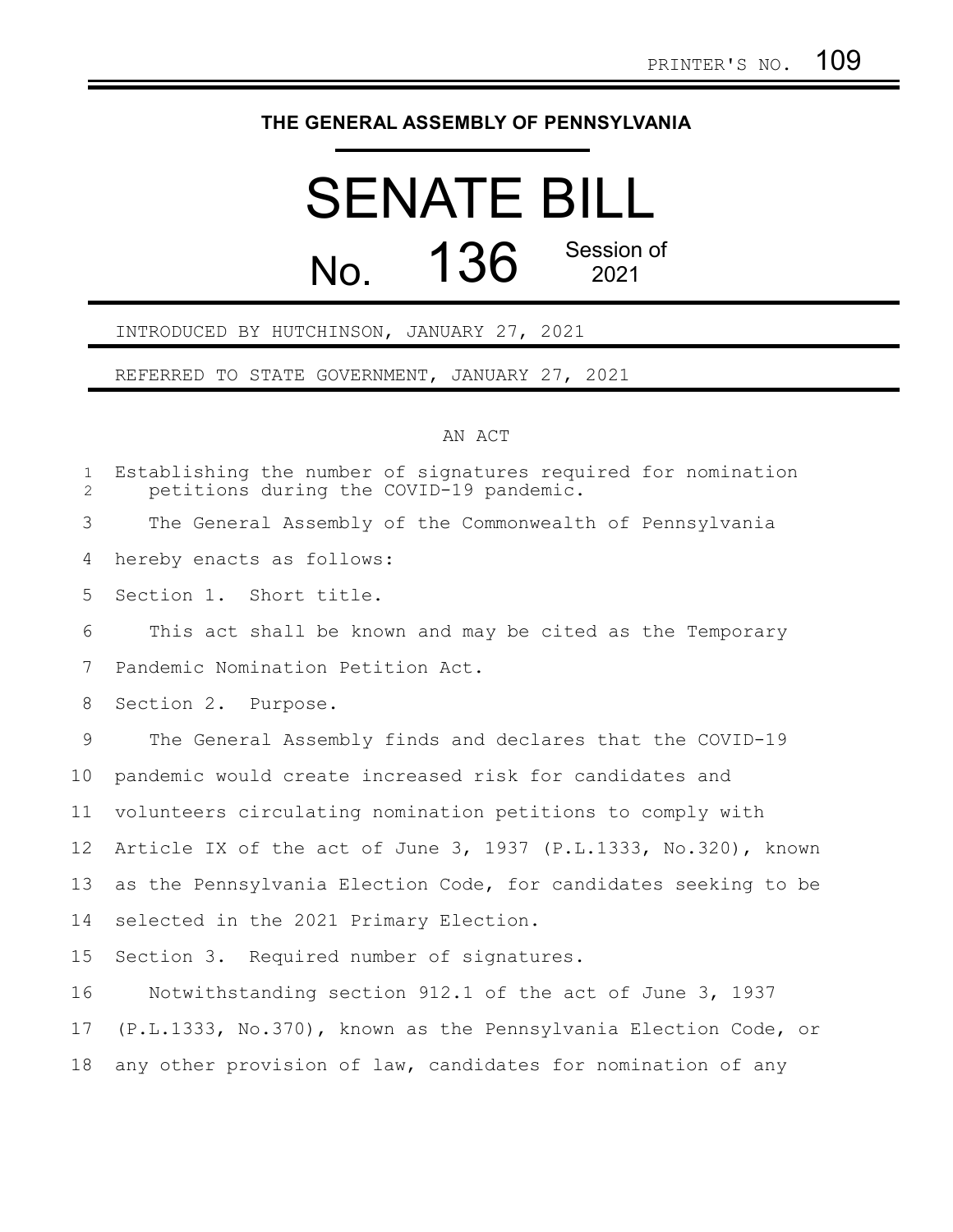PRINTER'S NO. 109

# THE GENERAL ASSEMBLY OF PENNSYLVANIA

# SENATE BILL

## No. 136 Session of 2021

INTRODUCED BY HUTCHINSON, JANUARY 27, 2021

REFERRED TO STATE GOVERNMENT, JANUARY 27, 2021

AN ACT

Establishing the number of signatures required for nomination petitions during the COVID-19 pandemic.

The General Assembly of the Commonwealth of Pennsylvania hereby enacts as follows:

Section 1. Short title.

This act shall be known and may be cited as the Temporary Pandemic Nomination Petition Act.

Section 2. Purpose.

The General Assembly finds and declares that the COVID-19 pandemic would create increased risk for candidates and volunteers circulating nomination petitions to comply with Article IX of the act of June 3, 1937 (P.L.1333, No.320), known as the Pennsylvania Election Code, for candidates seeking to be selected in the 2021 Primary Election.

Section 3. Required number of signatures.

Notwithstanding section 912.1 of the act of June 3, 1937 (P.L.1333, No.370), known as the Pennsylvania Election Code, or any other provision of law, candidates for nomination of any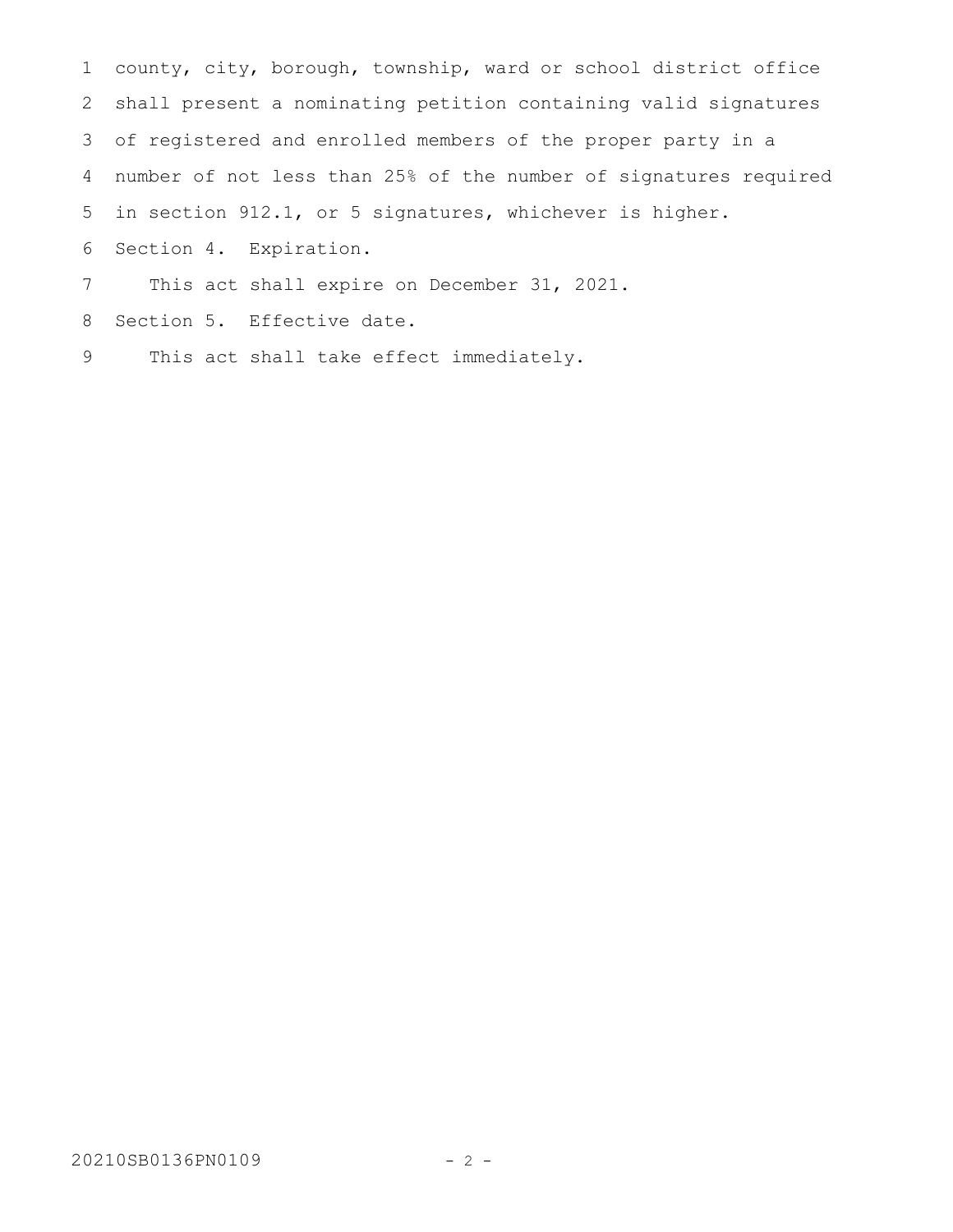county, city, borough, township, ward or school district office shall present a nominating petition containing valid signatures of registered and enrolled members of the proper party in a number of not less than 25% of the number of signatures required in section 912.1, or 5 signatures, whichever is higher.

Section 4. Expiration.

This act shall expire on December 31, 2021.

Section 5. Effective date.

This act shall take effect immediately.